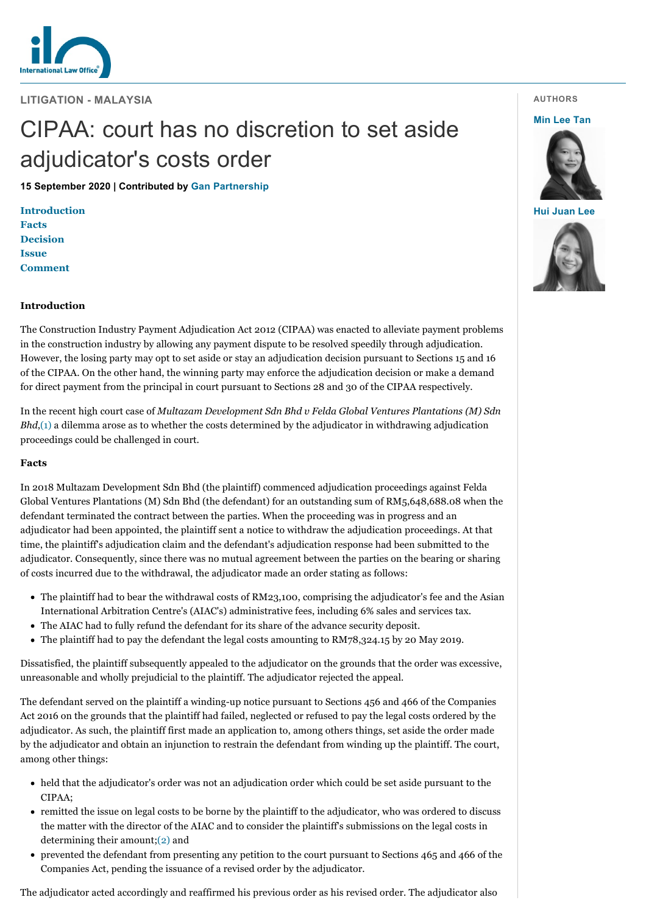LITIGATION - MALAYSIA

# CIPAA: court has no discretion to set aside adjudicator's costs order

**15 September 2020 | Contributed by Gan Partnership**

AUTHORS

**Min Lee Tan**

**Hui Juan Lee**

- Introduction
- Facts
- Decision
- Issue
- Comment

## Introduction

The Construction Industry Payment Adjudication Act 2012 (CIPAA) was enacted to alleviate payment problems in the construction industry by allowing any payment dispute to be resolved speedily through adjudication. However, the losing party may opt to set aside or stay an adjudication decision pursuant to Sections 15 and 16 of the CIPAA. On the other hand, the winning party may enforce the adjudication decision or make a demand for direct payment from the principal in court pursuant to Sections 28 and 30 of the CIPAA respectively.

In the recent high court case of *Multazam Development Sdn Bhd v Felda Global Ventures Plantations (M) Sdn Bhd*,(1) a dilemma arose as to whether the costs determined by the adjudicator in withdrawing adjudication proceedings could be challenged in court.

## Facts

In 2018 Multazam Development Sdn Bhd (the plaintiff) commenced adjudication proceedings against Felda Global Ventures Plantations (M) Sdn Bhd (the defendant) for an outstanding sum of RM5,648,688.08 when the defendant terminated the contract between the parties. When the proceeding was in progress and an adjudicator had been appointed, the plaintiff sent a notice to withdraw the adjudication proceedings. At that time, the plaintiff's adjudication claim and the defendant's adjudication response had been submitted to the adjudicator. Consequently, since there was no mutual agreement between the parties on the bearing or sharing of costs incurred due to the withdrawal, the adjudicator made an order stating as follows:

- The plaintiff had to bear the withdrawal costs of RM23,100, comprising the adjudicator's fee and the Asian International Arbitration Centre's (AIAC's) administrative fees, including 6% sales and services tax.
- The AIAC had to fully refund the defendant for its share of the advance security deposit.
- The plaintiff had to pay the defendant the legal costs amounting to RM78,324.15 by 20 May 2019.

Dissatisfied, the plaintiff subsequently appealed to the adjudicator on the grounds that the order was excessive, unreasonable and wholly prejudicial to the plaintiff. The adjudicator rejected the appeal.

The defendant served on the plaintiff a winding-up notice pursuant to Sections 456 and 466 of the Companies Act 2016 on the grounds that the plaintiff had failed, neglected or refused to pay the legal costs ordered by the adjudicator. As such, the plaintiff first made an application to, among others things, set aside the order made by the adjudicator and obtain an injunction to restrain the defendant from winding up the plaintiff. The court, among other things:

- held that the adjudicator's order was not an adjudication order which could be set aside pursuant to the CIPAA;
- remitted the issue on legal costs to be borne by the plaintiff to the adjudicator, who was ordered to discuss the matter with the director of the AIAC and to consider the plaintiff's submissions on the legal costs in determining their amount;(2) and
- prevented the defendant from presenting any petition to the court pursuant to Sections 465 and 466 of the Companies Act, pending the issuance of a revised order by the adjudicator.

The adjudicator acted accordingly and reaffirmed his previous order as his revised order. The adjudicator also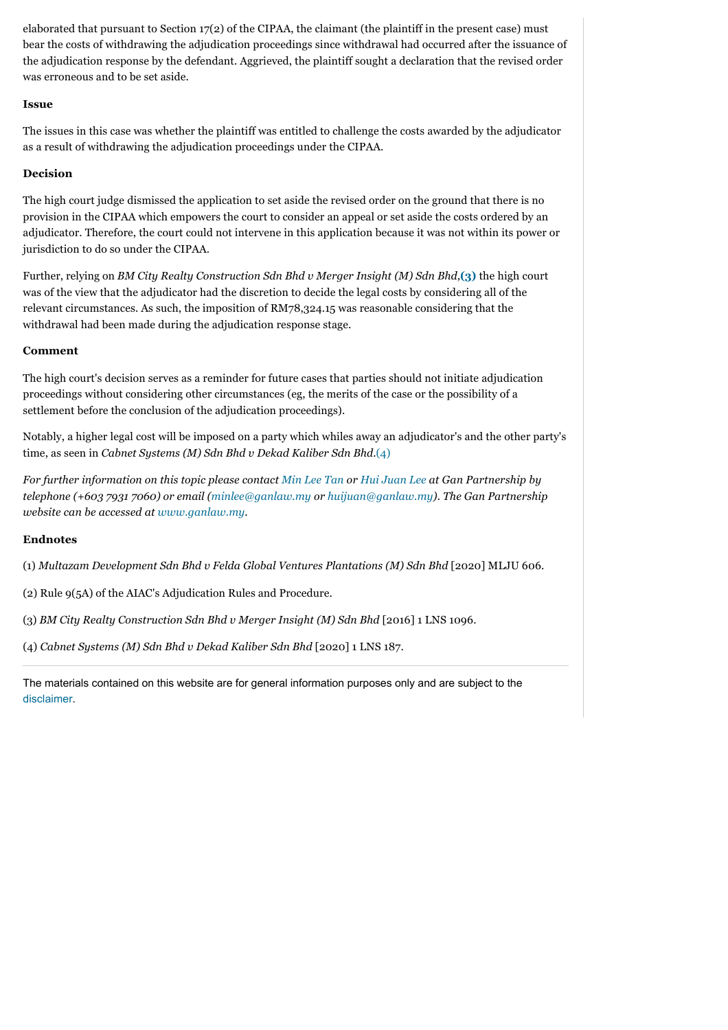elaborated that pursuant to Section 17(2) of the CIPAA, the claimant (the plaintiff in the present case) must bear the costs of withdrawing the adjudication proceedings since withdrawal had occurred after the issuance of the adjudication response by the defendant. Aggrieved, the plaintiff sought a declaration that the revised order was erroneous and to be set aside.

**Issue**

The issues in this case was whether the plaintiff was entitled to challenge the costs awarded by the adjudicator as a result of withdrawing the adjudication proceedings under the CIPAA.

**Decision**

The high court judge dismissed the application to set aside the revised order on the ground that there is no provision in the CIPAA which empowers the court to consider an appeal or set aside the costs ordered by an adjudicator. Therefore, the court could not intervene in this application because it was not within its power or jurisdiction to do so under the CIPAA.

Further, relying on *BM City Realty Construction Sdn Bhd v Merger Insight (M) Sdn Bhd*,**(3)** the high court was of the view that the adjudicator had the discretion to decide the legal costs by considering all of the relevant circumstances. As such, the imposition of RM78,324.15 was reasonable considering that the withdrawal had been made during the adjudication response stage.

**Comment**

The high court's decision serves as a reminder for future cases that parties should not initiate adjudication proceedings without considering other circumstances (eg, the merits of the case or the possibility of a settlement before the conclusion of the adjudication proceedings).

Notably, a higher legal cost will be imposed on a party which whiles away an adjudicator's and the other party's time, as seen in *Cabnet Systems (M) Sdn Bhd v Dekad Kaliber Sdn Bhd*.(4)

*For further information on this topic please contact Min Lee Tan or Hui Juan Lee at Gan Partnership by telephone (+603 7931 7060) or email (minlee@ganlaw.my or huijuan@ganlaw.my). The Gan Partnership website can be accessed at www.ganlaw.my.*

**Endnotes**

(1) *Multazam Development Sdn Bhd v Felda Global Ventures Plantations (M) Sdn Bhd* [2020] MLJU 606.

(2) Rule 9(5A) of the AIAC's Adjudication Rules and Procedure.

(3) *BM City Realty Construction Sdn Bhd v Merger Insight (M) Sdn Bhd* [2016] 1 LNS 1096.

(4) *Cabnet Systems (M) Sdn Bhd v Dekad Kaliber Sdn Bhd* [2020] 1 LNS 187.

---

The materials contained on this website are for general information purposes only and are subject to the disclaimer.